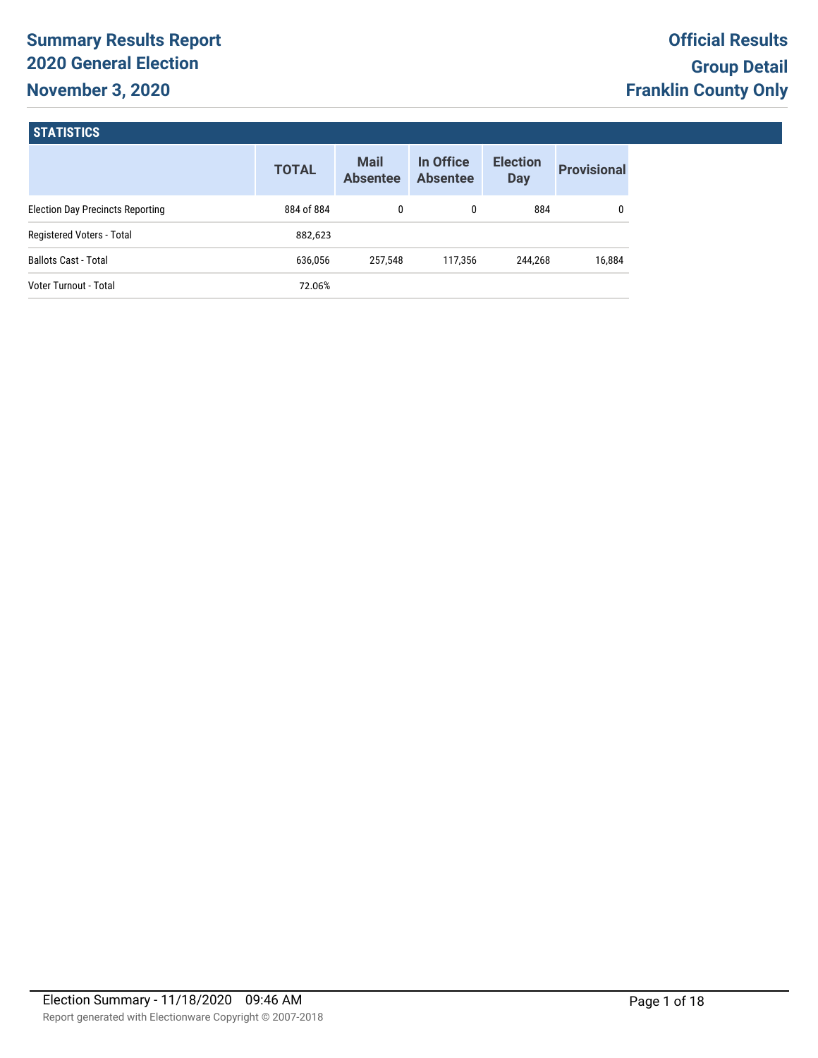# Summary Results Report
## 2020 General Election
## November 3, 2020

**Official Results**
**Group Detail**
**Franklin County Only**

### STATISTICS

| | TOTAL | Mail Absentee | In Office Absentee | Election Day | Provisional |
|---|---|---|---|---|---|
| Election Day Precincts Reporting | 884 of 884 | 0 | 0 | 884 | 0 |
| Registered Voters - Total | 882,623 | | | | |
| Ballots Cast - Total | 636,056 | 257,548 | 117,356 | 244,268 | 16,884 |
| Voter Turnout - Total | 72.06% | | | | |

Election Summary - 11/18/2020 09:46 AM

Report generated with Electionware Copyright © 2007-2018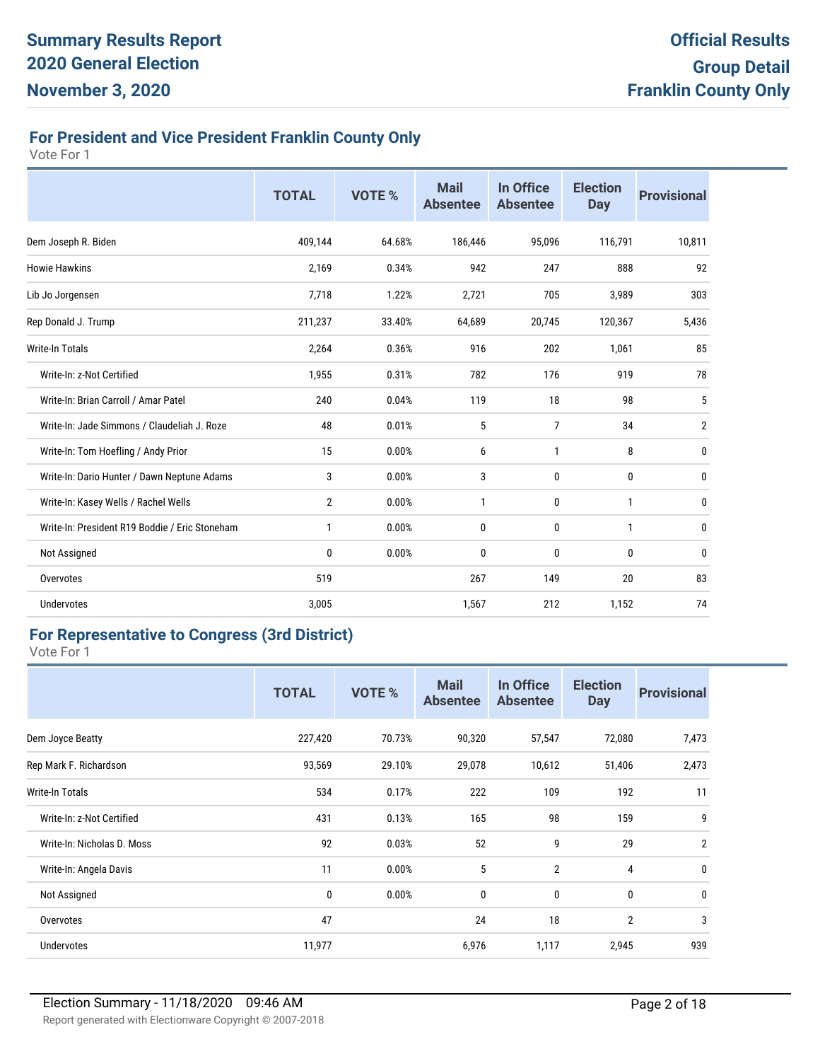# Summary Results Report 2020 General Election November 3, 2020

**Official Results**
**Group Detail**
**Franklin County Only**

## For President and Vice President Franklin County Only

Vote For 1

| | TOTAL | VOTE % | Mail Absentee | In Office Absentee | Election Day | Provisional |
|---|---|---|---|---|---|---|
| Dem Joseph R. Biden | 409,144 | 64.68% | 186,446 | 95,096 | 116,791 | 10,811 |
| Howie Hawkins | 2,169 | 0.34% | 942 | 247 | 888 | 92 |
| Lib Jo Jorgensen | 7,718 | 1.22% | 2,721 | 705 | 3,989 | 303 |
| Rep Donald J. Trump | 211,237 | 33.40% | 64,689 | 20,745 | 120,367 | 5,436 |
| Write-In Totals | 2,264 | 0.36% | 916 | 202 | 1,061 | 85 |
| Write-In: z-Not Certified | 1,955 | 0.31% | 782 | 176 | 919 | 78 |
| Write-In: Brian Carroll / Amar Patel | 240 | 0.04% | 119 | 18 | 98 | 5 |
| Write-In: Jade Simmons / Claudeliah J. Roze | 48 | 0.01% | 5 | 7 | 34 | 2 |
| Write-In: Tom Hoefling / Andy Prior | 15 | 0.00% | 6 | 1 | 8 | 0 |
| Write-In: Dario Hunter / Dawn Neptune Adams | 3 | 0.00% | 3 | 0 | 0 | 0 |
| Write-In: Kasey Wells / Rachel Wells | 2 | 0.00% | 1 | 0 | 1 | 0 |
| Write-In: President R19 Boddie / Eric Stoneham | 1 | 0.00% | 0 | 0 | 1 | 0 |
| Not Assigned | 0 | 0.00% | 0 | 0 | 0 | 0 |
| Overvotes | 519 | | 267 | 149 | 20 | 83 |
| Undervotes | 3,005 | | 1,567 | 212 | 1,152 | 74 |

## For Representative to Congress (3rd District)

Vote For 1

| | TOTAL | VOTE % | Mail Absentee | In Office Absentee | Election Day | Provisional |
|---|---|---|---|---|---|---|
| Dem Joyce Beatty | 227,420 | 70.73% | 90,320 | 57,547 | 72,080 | 7,473 |
| Rep Mark F. Richardson | 93,569 | 29.10% | 29,078 | 10,612 | 51,406 | 2,473 |
| Write-In Totals | 534 | 0.17% | 222 | 109 | 192 | 11 |
| Write-In: z-Not Certified | 431 | 0.13% | 165 | 98 | 159 | 9 |
| Write-In: Nicholas D. Moss | 92 | 0.03% | 52 | 9 | 29 | 2 |
| Write-In: Angela Davis | 11 | 0.00% | 5 | 2 | 4 | 0 |
| Not Assigned | 0 | 0.00% | 0 | 0 | 0 | 0 |
| Overvotes | 47 | | 24 | 18 | 2 | 3 |
| Undervotes | 11,977 | | 6,976 | 1,117 | 2,945 | 939 |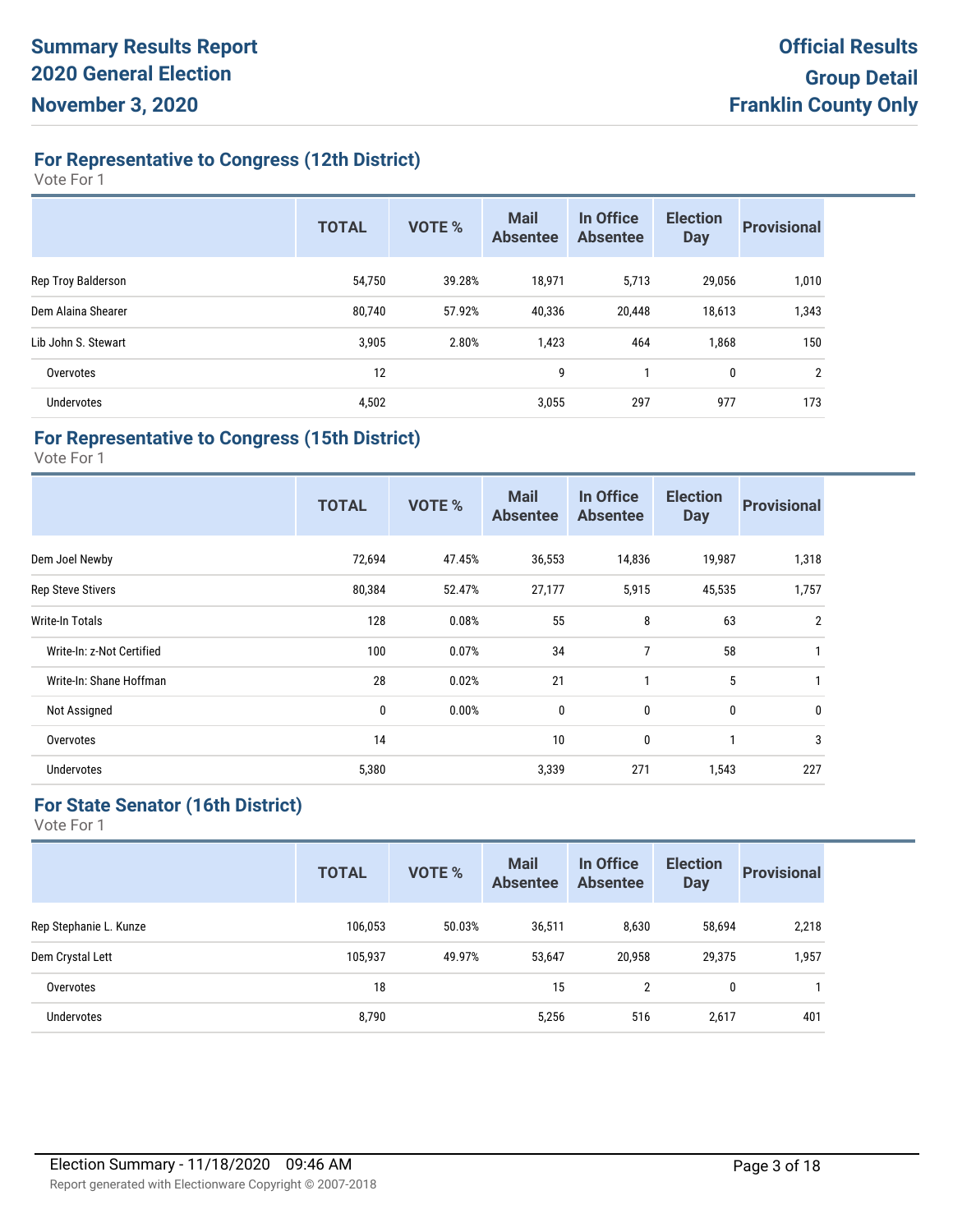# Summary Results Report 2020 General Election November 3, 2020

**Official Results**
**Group Detail**
**Franklin County Only**

## For Representative to Congress (12th District)

Vote For 1

| | TOTAL | VOTE % | Mail Absentee | In Office Absentee | Election Day | Provisional |
|---|---|---|---|---|---|---|
| Rep Troy Balderson | 54,750 | 39.28% | 18,971 | 5,713 | 29,056 | 1,010 |
| Dem Alaina Shearer | 80,740 | 57.92% | 40,336 | 20,448 | 18,613 | 1,343 |
| Lib John S. Stewart | 3,905 | 2.80% | 1,423 | 464 | 1,868 | 150 |
| Overvotes | 12 | | 9 | 1 | 0 | 2 |
| Undervotes | 4,502 | | 3,055 | 297 | 977 | 173 |

## For Representative to Congress (15th District)

Vote For 1

| | TOTAL | VOTE % | Mail Absentee | In Office Absentee | Election Day | Provisional |
|---|---|---|---|---|---|---|
| Dem Joel Newby | 72,694 | 47.45% | 36,553 | 14,836 | 19,987 | 1,318 |
| Rep Steve Stivers | 80,384 | 52.47% | 27,177 | 5,915 | 45,535 | 1,757 |
| Write-In Totals | 128 | 0.08% | 55 | 8 | 63 | 2 |
| Write-In: z-Not Certified | 100 | 0.07% | 34 | 7 | 58 | 1 |
| Write-In: Shane Hoffman | 28 | 0.02% | 21 | 1 | 5 | 1 |
| Not Assigned | 0 | 0.00% | 0 | 0 | 0 | 0 |
| Overvotes | 14 | | 10 | 0 | 1 | 3 |
| Undervotes | 5,380 | | 3,339 | 271 | 1,543 | 227 |

## For State Senator (16th District)

Vote For 1

| | TOTAL | VOTE % | Mail Absentee | In Office Absentee | Election Day | Provisional |
|---|---|---|---|---|---|---|
| Rep Stephanie L. Kunze | 106,053 | 50.03% | 36,511 | 8,630 | 58,694 | 2,218 |
| Dem Crystal Lett | 105,937 | 49.97% | 53,647 | 20,958 | 29,375 | 1,957 |
| Overvotes | 18 | | 15 | 2 | 0 | 1 |
| Undervotes | 8,790 | | 5,256 | 516 | 2,617 | 401 |

Election Summary - 11/18/2020 09:46 AM

Report generated with Electionware Copyright © 2007-2018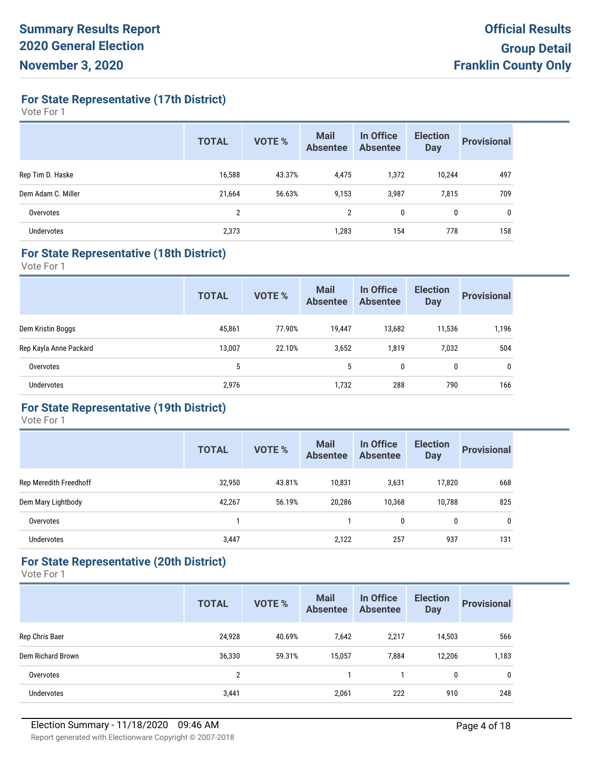# Summary Results Report
# 2020 General Election
# November 3, 2020

**Official Results**
**Group Detail**
**Franklin County Only**

## For State Representative (17th District)

Vote For 1

| | TOTAL | VOTE % | Mail Absentee | In Office Absentee | Election Day | Provisional |
|---|---|---|---|---|---|---|
| Rep Tim D. Haske | 16,588 | 43.37% | 4,475 | 1,372 | 10,244 | 497 |
| Dem Adam C. Miller | 21,664 | 56.63% | 9,153 | 3,987 | 7,815 | 709 |
| Overvotes | 2 | | 2 | 0 | 0 | 0 |
| Undervotes | 2,373 | | 1,283 | 154 | 778 | 158 |

## For State Representative (18th District)

Vote For 1

| | TOTAL | VOTE % | Mail Absentee | In Office Absentee | Election Day | Provisional |
|---|---|---|---|---|---|---|
| Dem Kristin Boggs | 45,861 | 77.90% | 19,447 | 13,682 | 11,536 | 1,196 |
| Rep Kayla Anne Packard | 13,007 | 22.10% | 3,652 | 1,819 | 7,032 | 504 |
| Overvotes | 5 | | 5 | 0 | 0 | 0 |
| Undervotes | 2,976 | | 1,732 | 288 | 790 | 166 |

## For State Representative (19th District)

Vote For 1

| | TOTAL | VOTE % | Mail Absentee | In Office Absentee | Election Day | Provisional |
|---|---|---|---|---|---|---|
| Rep Meredith Freedhoff | 32,950 | 43.81% | 10,831 | 3,631 | 17,820 | 668 |
| Dem Mary Lightbody | 42,267 | 56.19% | 20,286 | 10,368 | 10,788 | 825 |
| Overvotes | 1 | | 1 | 0 | 0 | 0 |
| Undervotes | 3,447 | | 2,122 | 257 | 937 | 131 |

## For State Representative (20th District)

Vote For 1

| | TOTAL | VOTE % | Mail Absentee | In Office Absentee | Election Day | Provisional |
|---|---|---|---|---|---|---|
| Rep Chris Baer | 24,928 | 40.69% | 7,642 | 2,217 | 14,503 | 566 |
| Dem Richard Brown | 36,330 | 59.31% | 15,057 | 7,884 | 12,206 | 1,183 |
| Overvotes | 2 | | 1 | 1 | 0 | 0 |
| Undervotes | 3,441 | | 2,061 | 222 | 910 | 248 |

Election Summary - 11/18/2020 09:46 AM

Report generated with Electionware Copyright © 2007-2018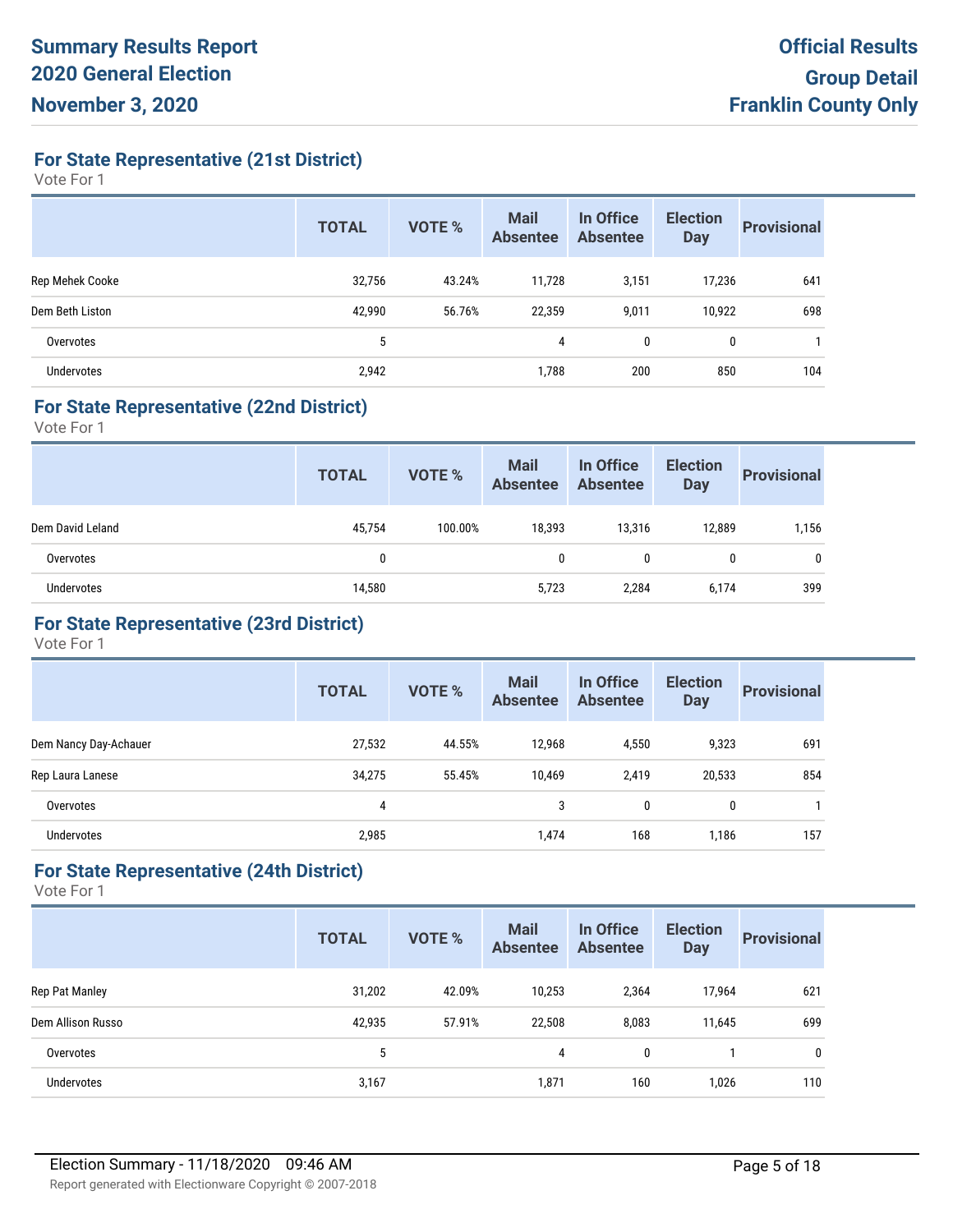**Summary Results Report**
**2020 General Election**
**November 3, 2020**

**Official Results**
**Group Detail**
**Franklin County Only**

## For State Representative (21st District)

Vote For 1

| | TOTAL | VOTE % | Mail Absentee | In Office Absentee | Election Day | Provisional |
|---|---|---|---|---|---|---|
| Rep Mehek Cooke | 32,756 | 43.24% | 11,728 | 3,151 | 17,236 | 641 |
| Dem Beth Liston | 42,990 | 56.76% | 22,359 | 9,011 | 10,922 | 698 |
| Overvotes | 5 | | 4 | 0 | 0 | 1 |
| Undervotes | 2,942 | | 1,788 | 200 | 850 | 104 |

## For State Representative (22nd District)

Vote For 1

| | TOTAL | VOTE % | Mail Absentee | In Office Absentee | Election Day | Provisional |
|---|---|---|---|---|---|---|
| Dem David Leland | 45,754 | 100.00% | 18,393 | 13,316 | 12,889 | 1,156 |
| Overvotes | 0 | | 0 | 0 | 0 | 0 |
| Undervotes | 14,580 | | 5,723 | 2,284 | 6,174 | 399 |

## For State Representative (23rd District)

Vote For 1

| | TOTAL | VOTE % | Mail Absentee | In Office Absentee | Election Day | Provisional |
|---|---|---|---|---|---|---|
| Dem Nancy Day-Achauer | 27,532 | 44.55% | 12,968 | 4,550 | 9,323 | 691 |
| Rep Laura Lanese | 34,275 | 55.45% | 10,469 | 2,419 | 20,533 | 854 |
| Overvotes | 4 | | 3 | 0 | 0 | 1 |
| Undervotes | 2,985 | | 1,474 | 168 | 1,186 | 157 |

## For State Representative (24th District)

Vote For 1

| | TOTAL | VOTE % | Mail Absentee | In Office Absentee | Election Day | Provisional |
|---|---|---|---|---|---|---|
| Rep Pat Manley | 31,202 | 42.09% | 10,253 | 2,364 | 17,964 | 621 |
| Dem Allison Russo | 42,935 | 57.91% | 22,508 | 8,083 | 11,645 | 699 |
| Overvotes | 5 | | 4 | 0 | 1 | 0 |
| Undervotes | 3,167 | | 1,871 | 160 | 1,026 | 110 |

Election Summary - 11/18/2020 09:46 AM

Report generated with Electionware Copyright © 2007-2018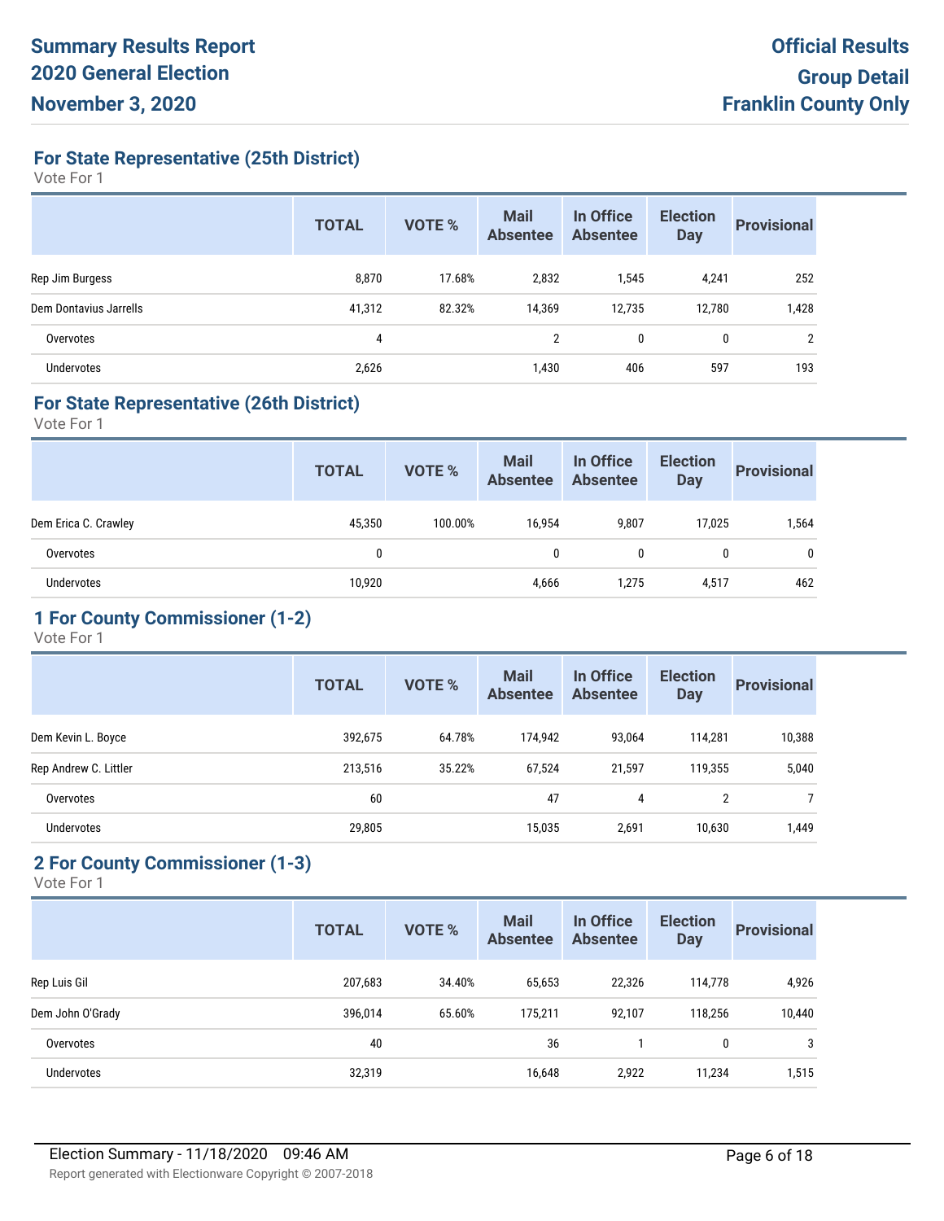# Summary Results Report
# 2020 General Election
# November 3, 2020

**Official Results**
**Group Detail**
**Franklin County Only**

## For State Representative (25th District)

Vote For 1

| | TOTAL | VOTE % | Mail Absentee | In Office Absentee | Election Day | Provisional |
|---|---|---|---|---|---|---|
| Rep Jim Burgess | 8,870 | 17.68% | 2,832 | 1,545 | 4,241 | 252 |
| Dem Dontavius Jarrells | 41,312 | 82.32% | 14,369 | 12,735 | 12,780 | 1,428 |
| Overvotes | 4 | | 2 | 0 | 0 | 2 |
| Undervotes | 2,626 | | 1,430 | 406 | 597 | 193 |

## For State Representative (26th District)

Vote For 1

| | TOTAL | VOTE % | Mail Absentee | In Office Absentee | Election Day | Provisional |
|---|---|---|---|---|---|---|
| Dem Erica C. Crawley | 45,350 | 100.00% | 16,954 | 9,807 | 17,025 | 1,564 |
| Overvotes | 0 | | 0 | 0 | 0 | 0 |
| Undervotes | 10,920 | | 4,666 | 1,275 | 4,517 | 462 |

## 1 For County Commissioner (1-2)

Vote For 1

| | TOTAL | VOTE % | Mail Absentee | In Office Absentee | Election Day | Provisional |
|---|---|---|---|---|---|---|
| Dem Kevin L. Boyce | 392,675 | 64.78% | 174,942 | 93,064 | 114,281 | 10,388 |
| Rep Andrew C. Littler | 213,516 | 35.22% | 67,524 | 21,597 | 119,355 | 5,040 |
| Overvotes | 60 | | 47 | 4 | 2 | 7 |
| Undervotes | 29,805 | | 15,035 | 2,691 | 10,630 | 1,449 |

## 2 For County Commissioner (1-3)

Vote For 1

| | TOTAL | VOTE % | Mail Absentee | In Office Absentee | Election Day | Provisional |
|---|---|---|---|---|---|---|
| Rep Luis Gil | 207,683 | 34.40% | 65,653 | 22,326 | 114,778 | 4,926 |
| Dem John O'Grady | 396,014 | 65.60% | 175,211 | 92,107 | 118,256 | 10,440 |
| Overvotes | 40 | | 36 | 1 | 0 | 3 |
| Undervotes | 32,319 | | 16,648 | 2,922 | 11,234 | 1,515 |

Election Summary - 11/18/2020 09:46 AM

Report generated with Electionware Copyright © 2007-2018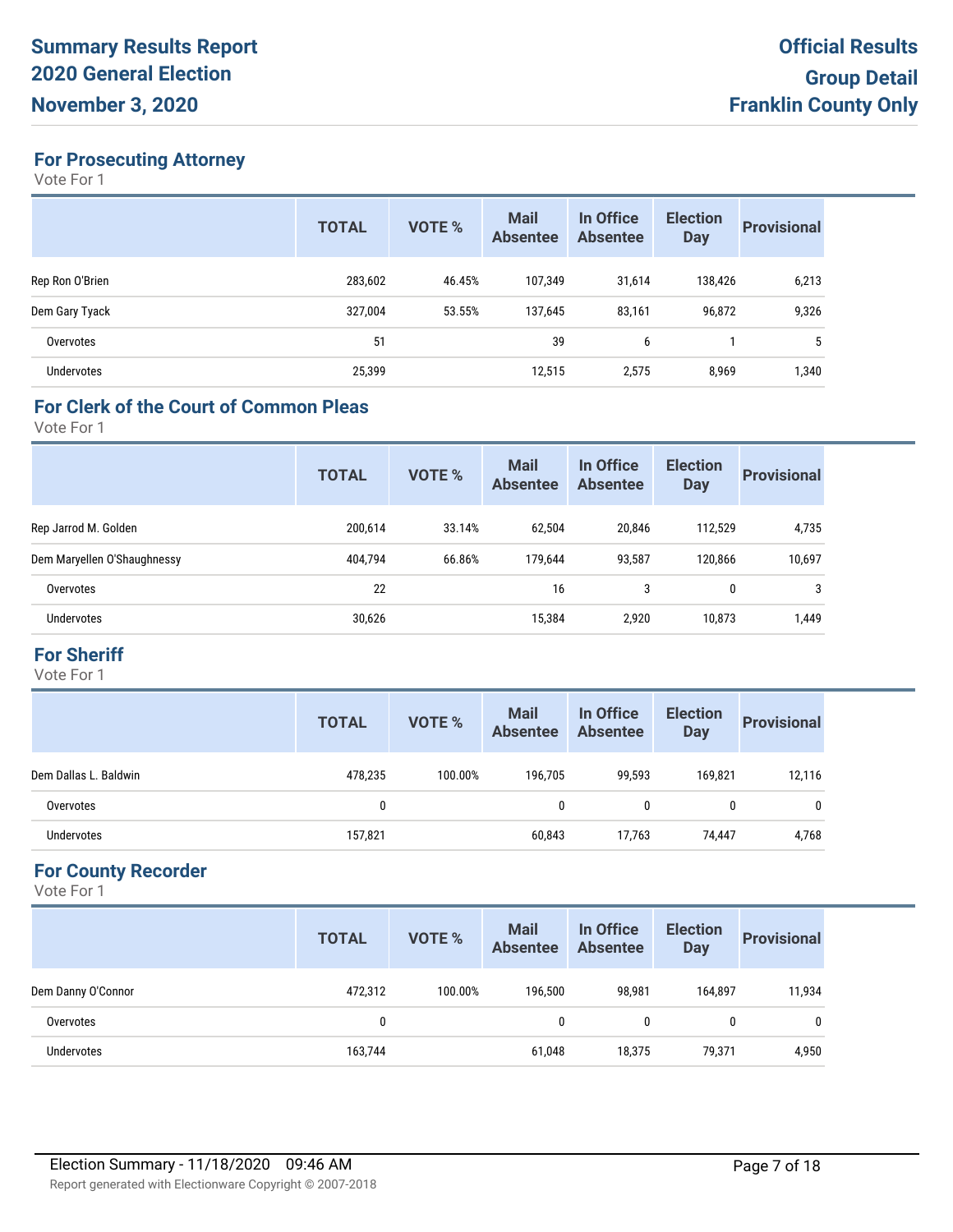# Summary Results Report
# 2020 General Election
# November 3, 2020

**Official Results**
**Group Detail**
**Franklin County Only**

## For Prosecuting Attorney

Vote For 1

| | TOTAL | VOTE % | Mail Absentee | In Office Absentee | Election Day | Provisional |
|---|---|---|---|---|---|---|
| Rep Ron O'Brien | 283,602 | 46.45% | 107,349 | 31,614 | 138,426 | 6,213 |
| Dem Gary Tyack | 327,004 | 53.55% | 137,645 | 83,161 | 96,872 | 9,326 |
| Overvotes | 51 | | 39 | 6 | 1 | 5 |
| Undervotes | 25,399 | | 12,515 | 2,575 | 8,969 | 1,340 |

## For Clerk of the Court of Common Pleas

Vote For 1

| | TOTAL | VOTE % | Mail Absentee | In Office Absentee | Election Day | Provisional |
|---|---|---|---|---|---|---|
| Rep Jarrod M. Golden | 200,614 | 33.14% | 62,504 | 20,846 | 112,529 | 4,735 |
| Dem Maryellen O'Shaughnessy | 404,794 | 66.86% | 179,644 | 93,587 | 120,866 | 10,697 |
| Overvotes | 22 | | 16 | 3 | 0 | 3 |
| Undervotes | 30,626 | | 15,384 | 2,920 | 10,873 | 1,449 |

## For Sheriff

Vote For 1

| | TOTAL | VOTE % | Mail Absentee | In Office Absentee | Election Day | Provisional |
|---|---|---|---|---|---|---|
| Dem Dallas L. Baldwin | 478,235 | 100.00% | 196,705 | 99,593 | 169,821 | 12,116 |
| Overvotes | 0 | | 0 | 0 | 0 | 0 |
| Undervotes | 157,821 | | 60,843 | 17,763 | 74,447 | 4,768 |

## For County Recorder

Vote For 1

| | TOTAL | VOTE % | Mail Absentee | In Office Absentee | Election Day | Provisional |
|---|---|---|---|---|---|---|
| Dem Danny O'Connor | 472,312 | 100.00% | 196,500 | 98,981 | 164,897 | 11,934 |
| Overvotes | 0 | | 0 | 0 | 0 | 0 |
| Undervotes | 163,744 | | 61,048 | 18,375 | 79,371 | 4,950 |

Election Summary - 11/18/2020 09:46 AM

Report generated with Electionware Copyright © 2007-2018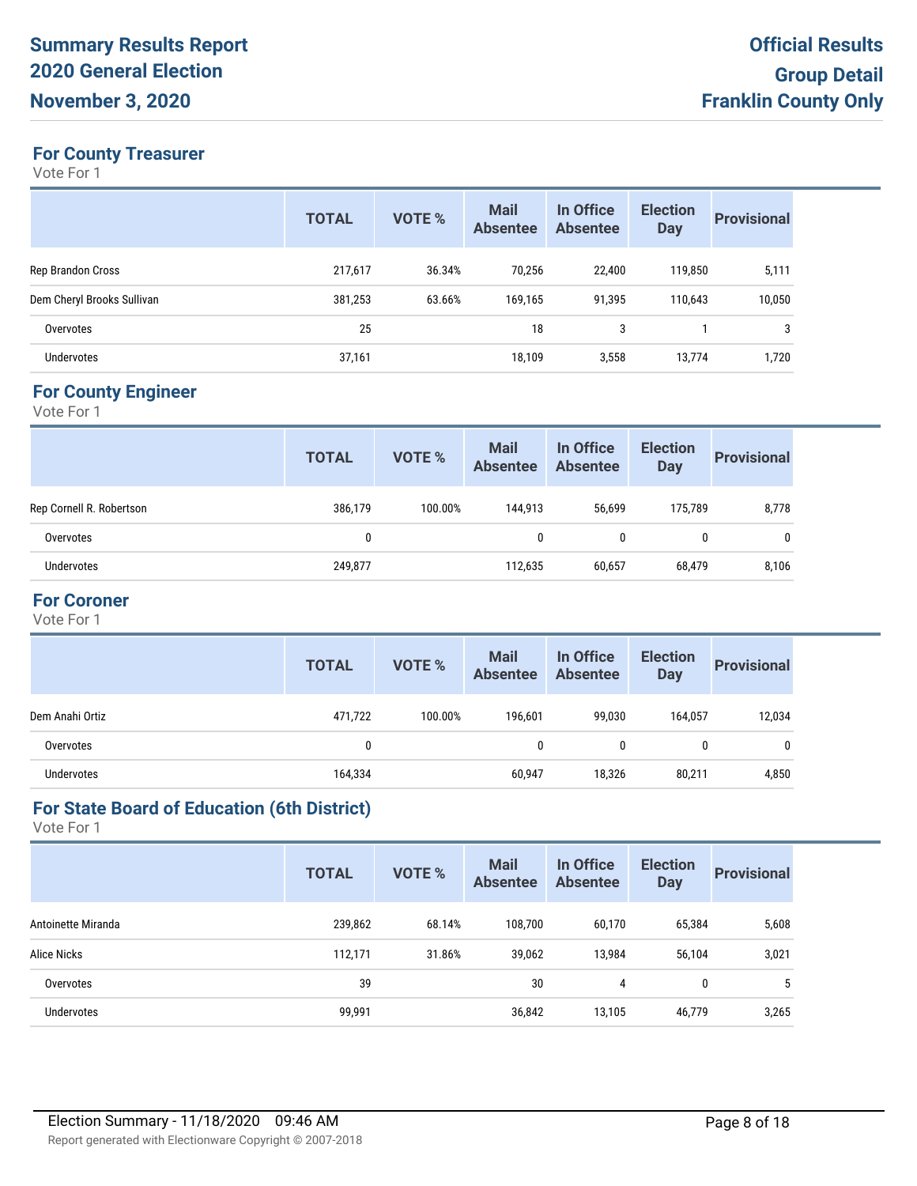# Summary Results Report 2020 General Election November 3, 2020

**Official Results**
**Group Detail**
**Franklin County Only**

## For County Treasurer

Vote For 1

| | TOTAL | VOTE % | Mail Absentee | In Office Absentee | Election Day | Provisional |
|---|---|---|---|---|---|---|
| Rep Brandon Cross | 217,617 | 36.34% | 70,256 | 22,400 | 119,850 | 5,111 |
| Dem Cheryl Brooks Sullivan | 381,253 | 63.66% | 169,165 | 91,395 | 110,643 | 10,050 |
| Overvotes | 25 | | 18 | 3 | 1 | 3 |
| Undervotes | 37,161 | | 18,109 | 3,558 | 13,774 | 1,720 |

## For County Engineer

Vote For 1

| | TOTAL | VOTE % | Mail Absentee | In Office Absentee | Election Day | Provisional |
|---|---|---|---|---|---|---|
| Rep Cornell R. Robertson | 386,179 | 100.00% | 144,913 | 56,699 | 175,789 | 8,778 |
| Overvotes | 0 | | 0 | 0 | 0 | 0 |
| Undervotes | 249,877 | | 112,635 | 60,657 | 68,479 | 8,106 |

## For Coroner

Vote For 1

| | TOTAL | VOTE % | Mail Absentee | In Office Absentee | Election Day | Provisional |
|---|---|---|---|---|---|---|
| Dem Anahi Ortiz | 471,722 | 100.00% | 196,601 | 99,030 | 164,057 | 12,034 |
| Overvotes | 0 | | 0 | 0 | 0 | 0 |
| Undervotes | 164,334 | | 60,947 | 18,326 | 80,211 | 4,850 |

## For State Board of Education (6th District)

Vote For 1

| | TOTAL | VOTE % | Mail Absentee | In Office Absentee | Election Day | Provisional |
|---|---|---|---|---|---|---|
| Antoinette Miranda | 239,862 | 68.14% | 108,700 | 60,170 | 65,384 | 5,608 |
| Alice Nicks | 112,171 | 31.86% | 39,062 | 13,984 | 56,104 | 3,021 |
| Overvotes | 39 | | 30 | 4 | 0 | 5 |
| Undervotes | 99,991 | | 36,842 | 13,105 | 46,779 | 3,265 |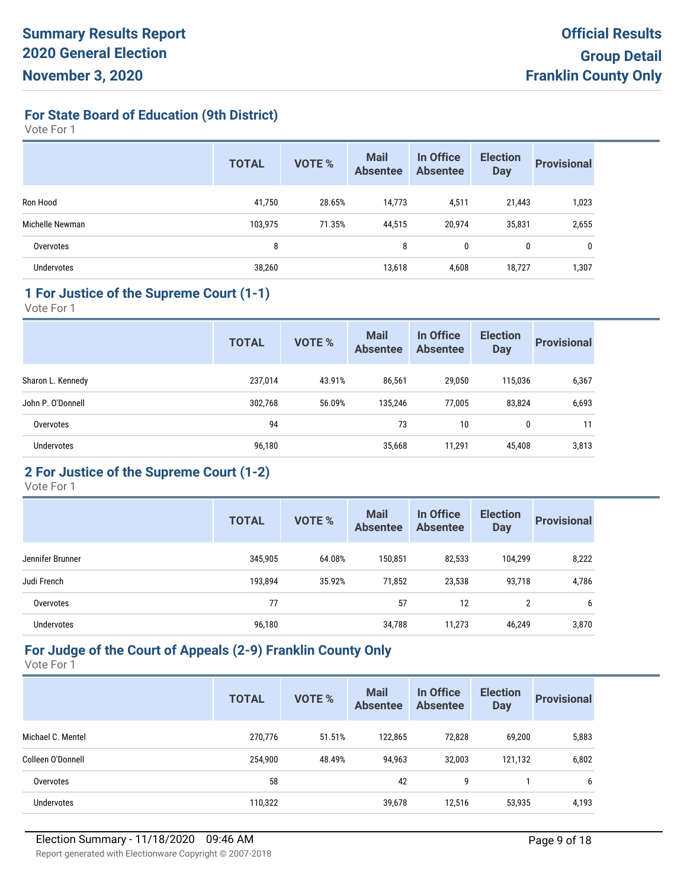# Summary Results Report
# 2020 General Election
# November 3, 2020

**Official Results**
**Group Detail**
**Franklin County Only**

## For State Board of Education (9th District)

Vote For 1

| | TOTAL | VOTE % | Mail Absentee | In Office Absentee | Election Day | Provisional |
|---|---|---|---|---|---|---|
| Ron Hood | 41,750 | 28.65% | 14,773 | 4,511 | 21,443 | 1,023 |
| Michelle Newman | 103,975 | 71.35% | 44,515 | 20,974 | 35,831 | 2,655 |
| Overvotes | 8 | | 8 | 0 | 0 | 0 |
| Undervotes | 38,260 | | 13,618 | 4,608 | 18,727 | 1,307 |

## 1 For Justice of the Supreme Court (1-1)

Vote For 1

| | TOTAL | VOTE % | Mail Absentee | In Office Absentee | Election Day | Provisional |
|---|---|---|---|---|---|---|
| Sharon L. Kennedy | 237,014 | 43.91% | 86,561 | 29,050 | 115,036 | 6,367 |
| John P. O'Donnell | 302,768 | 56.09% | 135,246 | 77,005 | 83,824 | 6,693 |
| Overvotes | 94 | | 73 | 10 | 0 | 11 |
| Undervotes | 96,180 | | 35,668 | 11,291 | 45,408 | 3,813 |

## 2 For Justice of the Supreme Court (1-2)

Vote For 1

| | TOTAL | VOTE % | Mail Absentee | In Office Absentee | Election Day | Provisional |
|---|---|---|---|---|---|---|
| Jennifer Brunner | 345,905 | 64.08% | 150,851 | 82,533 | 104,299 | 8,222 |
| Judi French | 193,894 | 35.92% | 71,852 | 23,538 | 93,718 | 4,786 |
| Overvotes | 77 | | 57 | 12 | 2 | 6 |
| Undervotes | 96,180 | | 34,788 | 11,273 | 46,249 | 3,870 |

## For Judge of the Court of Appeals (2-9) Franklin County Only

Vote For 1

| | TOTAL | VOTE % | Mail Absentee | In Office Absentee | Election Day | Provisional |
|---|---|---|---|---|---|---|
| Michael C. Mentel | 270,776 | 51.51% | 122,865 | 72,828 | 69,200 | 5,883 |
| Colleen O'Donnell | 254,900 | 48.49% | 94,963 | 32,003 | 121,132 | 6,802 |
| Overvotes | 58 | | 42 | 9 | 1 | 6 |
| Undervotes | 110,322 | | 39,678 | 12,516 | 53,935 | 4,193 |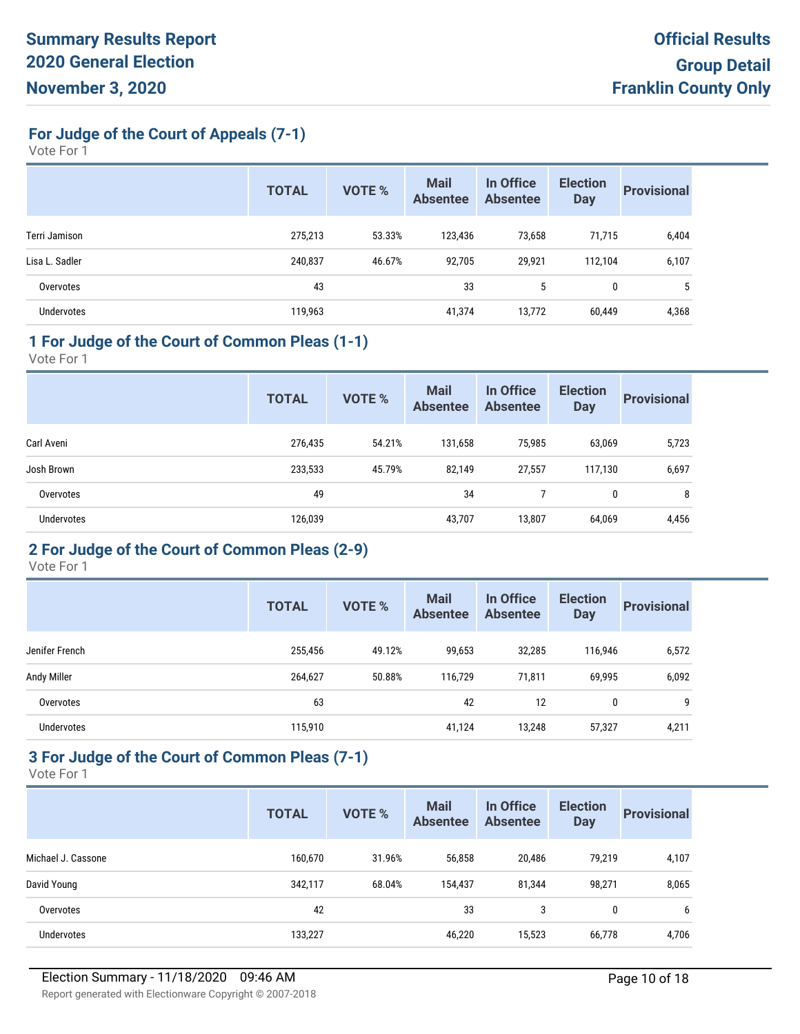# Summary Results Report
# 2020 General Election
# November 3, 2020

**Official Results**
**Group Detail**
**Franklin County Only**

## For Judge of the Court of Appeals (7-1)

Vote For 1

| | TOTAL | VOTE % | Mail Absentee | In Office Absentee | Election Day | Provisional |
|---|---|---|---|---|---|---|
| Terri Jamison | 275,213 | 53.33% | 123,436 | 73,658 | 71,715 | 6,404 |
| Lisa L. Sadler | 240,837 | 46.67% | 92,705 | 29,921 | 112,104 | 6,107 |
| Overvotes | 43 | | 33 | 5 | 0 | 5 |
| Undervotes | 119,963 | | 41,374 | 13,772 | 60,449 | 4,368 |

## 1 For Judge of the Court of Common Pleas (1-1)

Vote For 1

| | TOTAL | VOTE % | Mail Absentee | In Office Absentee | Election Day | Provisional |
|---|---|---|---|---|---|---|
| Carl Aveni | 276,435 | 54.21% | 131,658 | 75,985 | 63,069 | 5,723 |
| Josh Brown | 233,533 | 45.79% | 82,149 | 27,557 | 117,130 | 6,697 |
| Overvotes | 49 | | 34 | 7 | 0 | 8 |
| Undervotes | 126,039 | | 43,707 | 13,807 | 64,069 | 4,456 |

## 2 For Judge of the Court of Common Pleas (2-9)

Vote For 1

| | TOTAL | VOTE % | Mail Absentee | In Office Absentee | Election Day | Provisional |
|---|---|---|---|---|---|---|
| Jenifer French | 255,456 | 49.12% | 99,653 | 32,285 | 116,946 | 6,572 |
| Andy Miller | 264,627 | 50.88% | 116,729 | 71,811 | 69,995 | 6,092 |
| Overvotes | 63 | | 42 | 12 | 0 | 9 |
| Undervotes | 115,910 | | 41,124 | 13,248 | 57,327 | 4,211 |

## 3 For Judge of the Court of Common Pleas (7-1)

Vote For 1

| | TOTAL | VOTE % | Mail Absentee | In Office Absentee | Election Day | Provisional |
|---|---|---|---|---|---|---|
| Michael J. Cassone | 160,670 | 31.96% | 56,858 | 20,486 | 79,219 | 4,107 |
| David Young | 342,117 | 68.04% | 154,437 | 81,344 | 98,271 | 8,065 |
| Overvotes | 42 | | 33 | 3 | 0 | 6 |
| Undervotes | 133,227 | | 46,220 | 15,523 | 66,778 | 4,706 |

Election Summary - 11/18/2020 09:46 AM

Report generated with Electionware Copyright © 2007-2018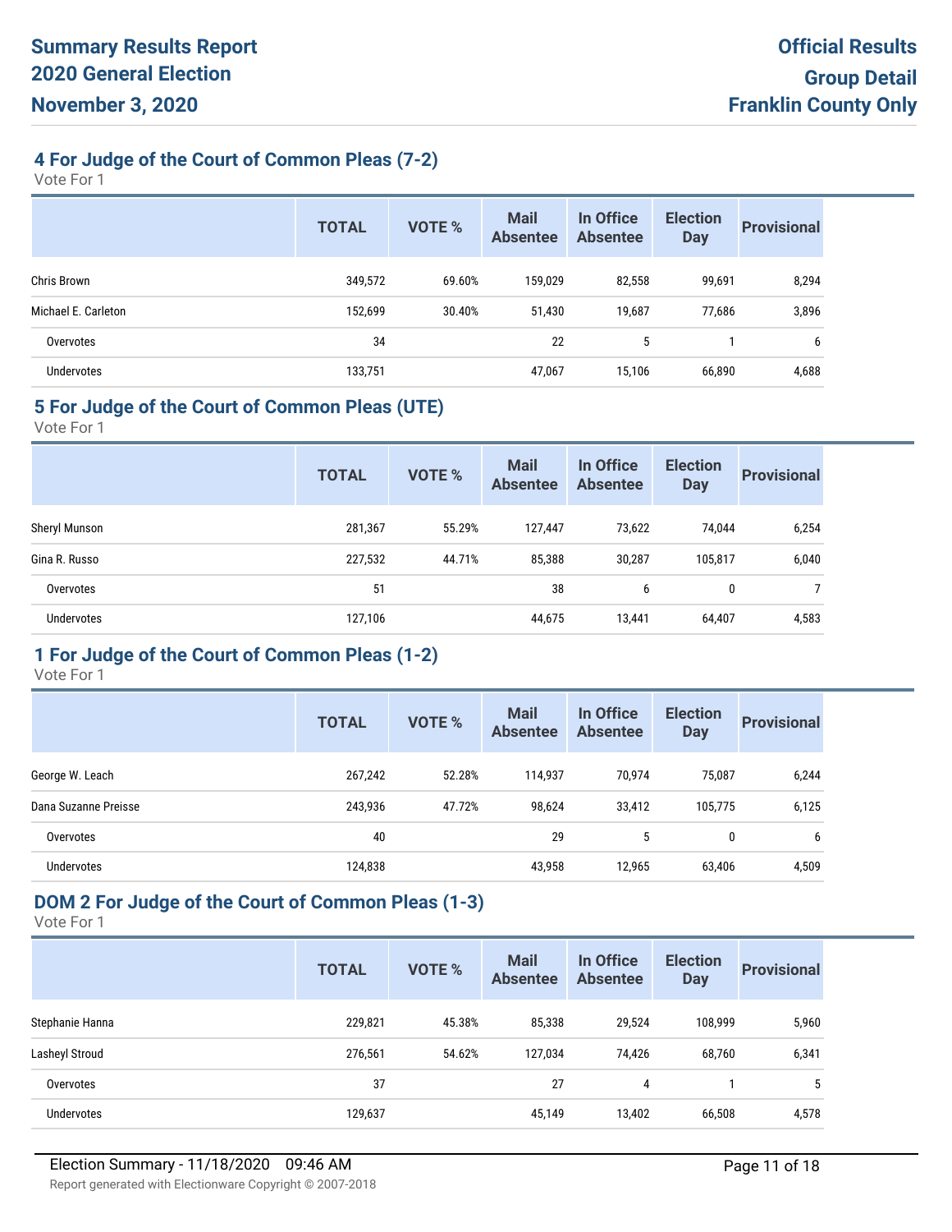# Summary Results Report
# 2020 General Election
# November 3, 2020

**Official Results**
**Group Detail**
**Franklin County Only**

## 4 For Judge of the Court of Common Pleas (7-2)

Vote For 1

| | TOTAL | VOTE % | Mail Absentee | In Office Absentee | Election Day | Provisional |
|---|---|---|---|---|---|---|
| Chris Brown | 349,572 | 69.60% | 159,029 | 82,558 | 99,691 | 8,294 |
| Michael E. Carleton | 152,699 | 30.40% | 51,430 | 19,687 | 77,686 | 3,896 |
| Overvotes | 34 | | 22 | 5 | 1 | 6 |
| Undervotes | 133,751 | | 47,067 | 15,106 | 66,890 | 4,688 |

## 5 For Judge of the Court of Common Pleas (UTE)

Vote For 1

| | TOTAL | VOTE % | Mail Absentee | In Office Absentee | Election Day | Provisional |
|---|---|---|---|---|---|---|
| Sheryl Munson | 281,367 | 55.29% | 127,447 | 73,622 | 74,044 | 6,254 |
| Gina R. Russo | 227,532 | 44.71% | 85,388 | 30,287 | 105,817 | 6,040 |
| Overvotes | 51 | | 38 | 6 | 0 | 7 |
| Undervotes | 127,106 | | 44,675 | 13,441 | 64,407 | 4,583 |

## 1 For Judge of the Court of Common Pleas (1-2)

Vote For 1

| | TOTAL | VOTE % | Mail Absentee | In Office Absentee | Election Day | Provisional |
|---|---|---|---|---|---|---|
| George W. Leach | 267,242 | 52.28% | 114,937 | 70,974 | 75,087 | 6,244 |
| Dana Suzanne Preisse | 243,936 | 47.72% | 98,624 | 33,412 | 105,775 | 6,125 |
| Overvotes | 40 | | 29 | 5 | 0 | 6 |
| Undervotes | 124,838 | | 43,958 | 12,965 | 63,406 | 4,509 |

## DOM 2 For Judge of the Court of Common Pleas (1-3)

Vote For 1

| | TOTAL | VOTE % | Mail Absentee | In Office Absentee | Election Day | Provisional |
|---|---|---|---|---|---|---|
| Stephanie Hanna | 229,821 | 45.38% | 85,338 | 29,524 | 108,999 | 5,960 |
| Lasheyl Stroud | 276,561 | 54.62% | 127,034 | 74,426 | 68,760 | 6,341 |
| Overvotes | 37 | | 27 | 4 | 1 | 5 |
| Undervotes | 129,637 | | 45,149 | 13,402 | 66,508 | 4,578 |

Election Summary - 11/18/2020 09:46 AM

Report generated with Electionware Copyright © 2007-2018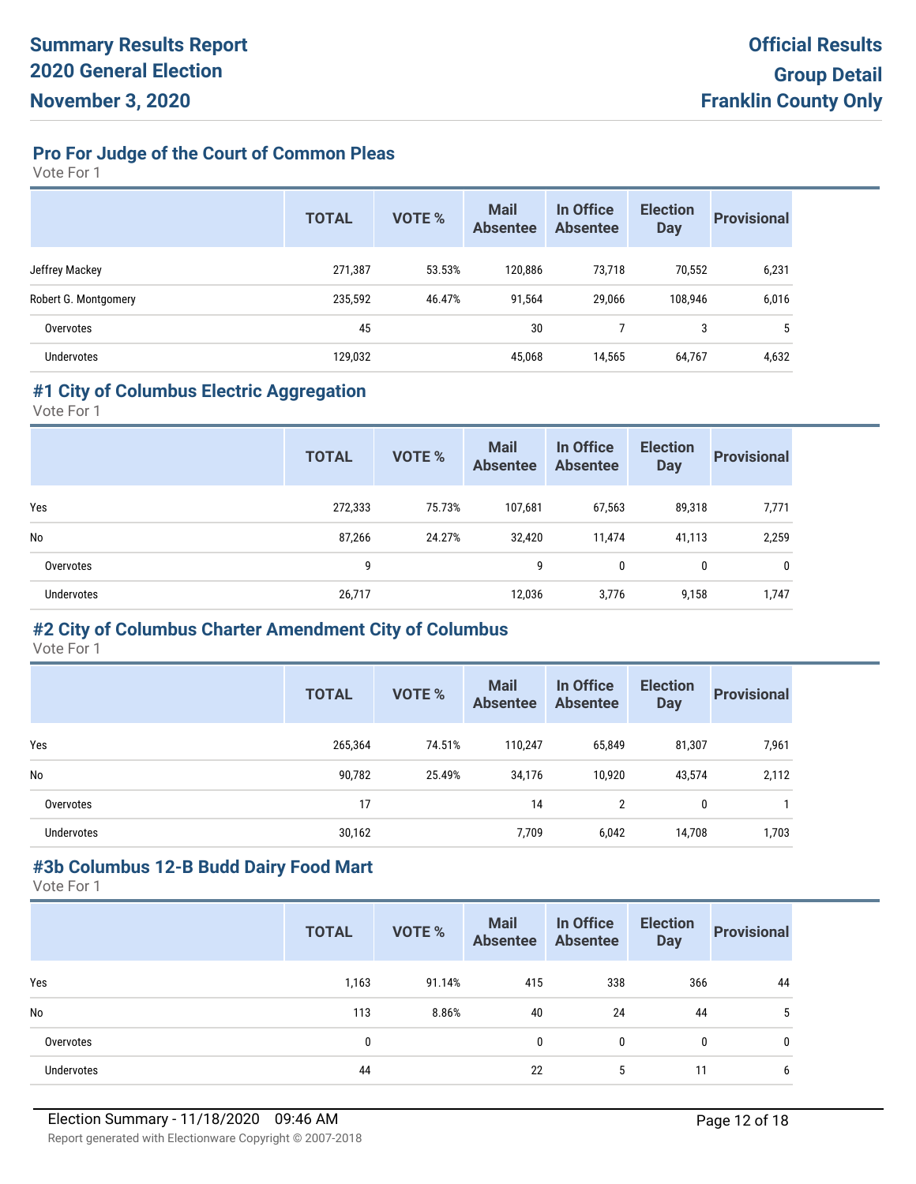## Pro For Judge of the Court of Common Pleas

Vote For 1

| | TOTAL | VOTE % | Mail Absentee | In Office Absentee | Election Day | Provisional |
|---|---|---|---|---|---|---|
| Jeffrey Mackey | 271,387 | 53.53% | 120,886 | 73,718 | 70,552 | 6,231 |
| Robert G. Montgomery | 235,592 | 46.47% | 91,564 | 29,066 | 108,946 | 6,016 |
| Overvotes | 45 | | 30 | 7 | 3 | 5 |
| Undervotes | 129,032 | | 45,068 | 14,565 | 64,767 | 4,632 |

## #1 City of Columbus Electric Aggregation

Vote For 1

| | TOTAL | VOTE % | Mail Absentee | In Office Absentee | Election Day | Provisional |
|---|---|---|---|---|---|---|
| Yes | 272,333 | 75.73% | 107,681 | 67,563 | 89,318 | 7,771 |
| No | 87,266 | 24.27% | 32,420 | 11,474 | 41,113 | 2,259 |
| Overvotes | 9 | | 9 | 0 | 0 | 0 |
| Undervotes | 26,717 | | 12,036 | 3,776 | 9,158 | 1,747 |

## #2 City of Columbus Charter Amendment City of Columbus

Vote For 1

| | TOTAL | VOTE % | Mail Absentee | In Office Absentee | Election Day | Provisional |
|---|---|---|---|---|---|---|
| Yes | 265,364 | 74.51% | 110,247 | 65,849 | 81,307 | 7,961 |
| No | 90,782 | 25.49% | 34,176 | 10,920 | 43,574 | 2,112 |
| Overvotes | 17 | | 14 | 2 | 0 | 1 |
| Undervotes | 30,162 | | 7,709 | 6,042 | 14,708 | 1,703 |

## #3b Columbus 12-B Budd Dairy Food Mart

Vote For 1

| | TOTAL | VOTE % | Mail Absentee | In Office Absentee | Election Day | Provisional |
|---|---|---|---|---|---|---|
| Yes | 1,163 | 91.14% | 415 | 338 | 366 | 44 |
| No | 113 | 8.86% | 40 | 24 | 44 | 5 |
| Overvotes | 0 | | 0 | 0 | 0 | 0 |
| Undervotes | 44 | | 22 | 5 | 11 | 6 |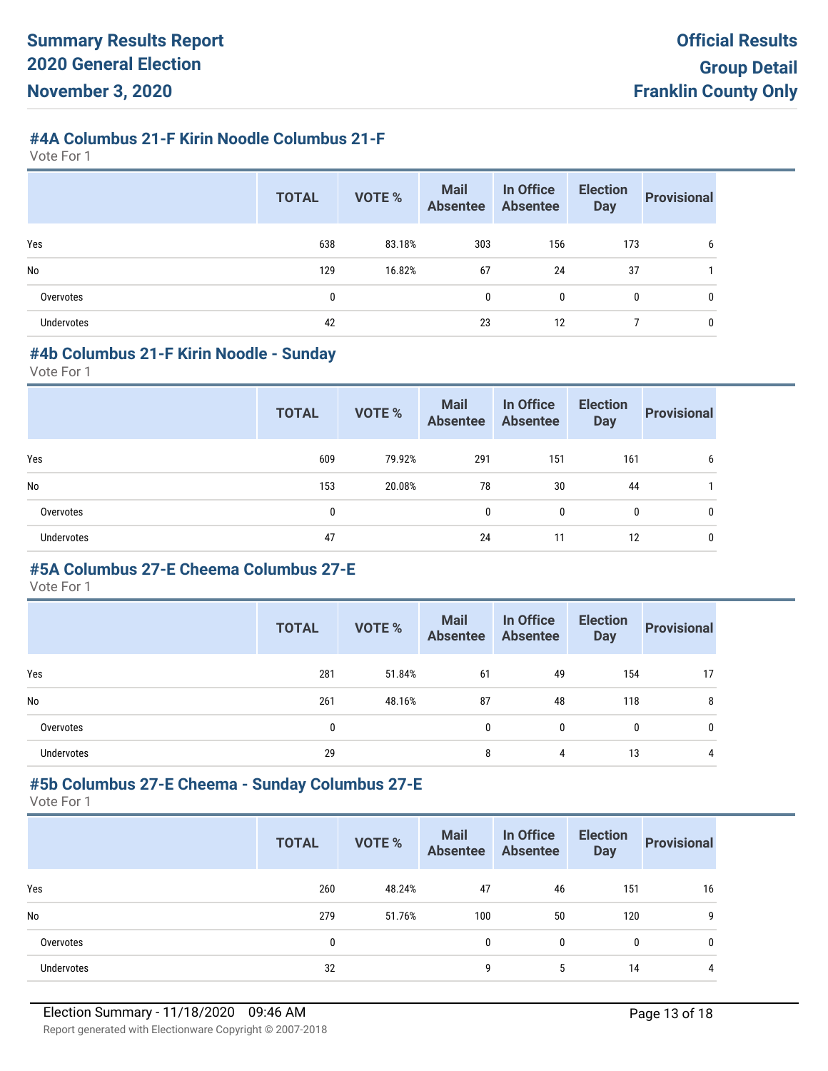# Summary Results Report
# 2020 General Election
# November 3, 2020

**Official Results**
**Group Detail**
**Franklin County Only**

### #4A Columbus 21-F Kirin Noodle Columbus 21-F

Vote For 1

| | TOTAL | VOTE % | Mail Absentee | In Office Absentee | Election Day | Provisional |
|---|---|---|---|---|---|---|
| Yes | 638 | 83.18% | 303 | 156 | 173 | 6 |
| No | 129 | 16.82% | 67 | 24 | 37 | 1 |
| Overvotes | 0 | | 0 | 0 | 0 | 0 |
| Undervotes | 42 | | 23 | 12 | 7 | 0 |

### #4b Columbus 21-F Kirin Noodle - Sunday

Vote For 1

| | TOTAL | VOTE % | Mail Absentee | In Office Absentee | Election Day | Provisional |
|---|---|---|---|---|---|---|
| Yes | 609 | 79.92% | 291 | 151 | 161 | 6 |
| No | 153 | 20.08% | 78 | 30 | 44 | 1 |
| Overvotes | 0 | | 0 | 0 | 0 | 0 |
| Undervotes | 47 | | 24 | 11 | 12 | 0 |

### #5A Columbus 27-E Cheema Columbus 27-E

Vote For 1

| | TOTAL | VOTE % | Mail Absentee | In Office Absentee | Election Day | Provisional |
|---|---|---|---|---|---|---|
| Yes | 281 | 51.84% | 61 | 49 | 154 | 17 |
| No | 261 | 48.16% | 87 | 48 | 118 | 8 |
| Overvotes | 0 | | 0 | 0 | 0 | 0 |
| Undervotes | 29 | | 8 | 4 | 13 | 4 |

### #5b Columbus 27-E Cheema - Sunday Columbus 27-E

Vote For 1

| | TOTAL | VOTE % | Mail Absentee | In Office Absentee | Election Day | Provisional |
|---|---|---|---|---|---|---|
| Yes | 260 | 48.24% | 47 | 46 | 151 | 16 |
| No | 279 | 51.76% | 100 | 50 | 120 | 9 |
| Overvotes | 0 | | 0 | 0 | 0 | 0 |
| Undervotes | 32 | | 9 | 5 | 14 | 4 |

Election Summary - 11/18/2020 09:46 AM

Report generated with Electionware Copyright © 2007-2018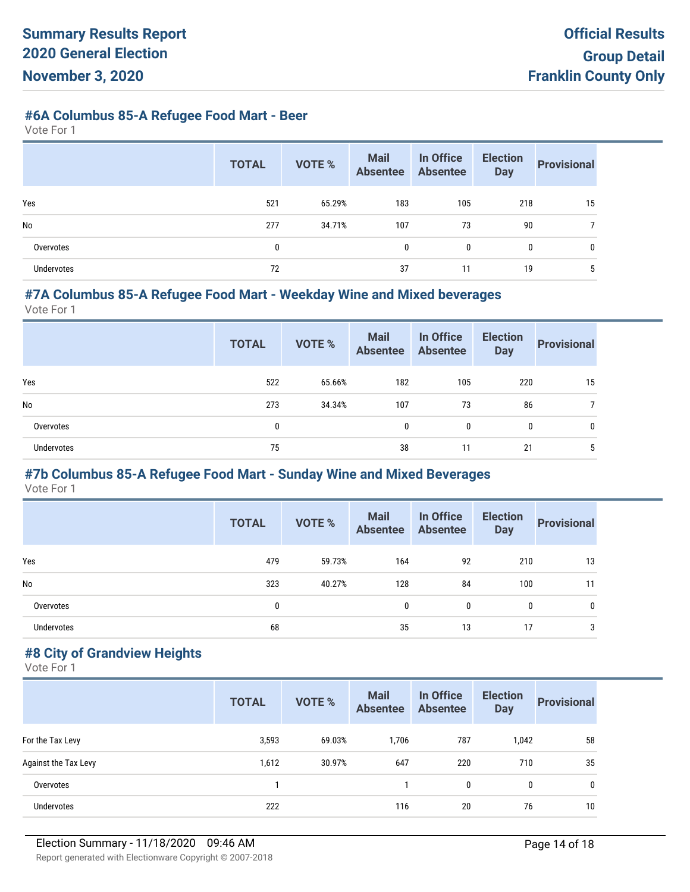# Summary Results Report
# 2020 General Election
# November 3, 2020

**Official Results**
**Group Detail**
**Franklin County Only**

### #6A Columbus 85-A Refugee Food Mart - Beer

Vote For 1

| | TOTAL | VOTE % | Mail Absentee | In Office Absentee | Election Day | Provisional |
|---|---|---|---|---|---|---|
| Yes | 521 | 65.29% | 183 | 105 | 218 | 15 |
| No | 277 | 34.71% | 107 | 73 | 90 | 7 |
| Overvotes | 0 | | 0 | 0 | 0 | 0 |
| Undervotes | 72 | | 37 | 11 | 19 | 5 |

### #7A Columbus 85-A Refugee Food Mart - Weekday Wine and Mixed beverages

Vote For 1

| | TOTAL | VOTE % | Mail Absentee | In Office Absentee | Election Day | Provisional |
|---|---|---|---|---|---|---|
| Yes | 522 | 65.66% | 182 | 105 | 220 | 15 |
| No | 273 | 34.34% | 107 | 73 | 86 | 7 |
| Overvotes | 0 | | 0 | 0 | 0 | 0 |
| Undervotes | 75 | | 38 | 11 | 21 | 5 |

### #7b Columbus 85-A Refugee Food Mart - Sunday Wine and Mixed Beverages

Vote For 1

| | TOTAL | VOTE % | Mail Absentee | In Office Absentee | Election Day | Provisional |
|---|---|---|---|---|---|---|
| Yes | 479 | 59.73% | 164 | 92 | 210 | 13 |
| No | 323 | 40.27% | 128 | 84 | 100 | 11 |
| Overvotes | 0 | | 0 | 0 | 0 | 0 |
| Undervotes | 68 | | 35 | 13 | 17 | 3 |

### #8 City of Grandview Heights

Vote For 1

| | TOTAL | VOTE % | Mail Absentee | In Office Absentee | Election Day | Provisional |
|---|---|---|---|---|---|---|
| For the Tax Levy | 3,593 | 69.03% | 1,706 | 787 | 1,042 | 58 |
| Against the Tax Levy | 1,612 | 30.97% | 647 | 220 | 710 | 35 |
| Overvotes | 1 | | 1 | 0 | 0 | 0 |
| Undervotes | 222 | | 116 | 20 | 76 | 10 |

Election Summary - 11/18/2020 09:46 AM

Report generated with Electionware Copyright © 2007-2018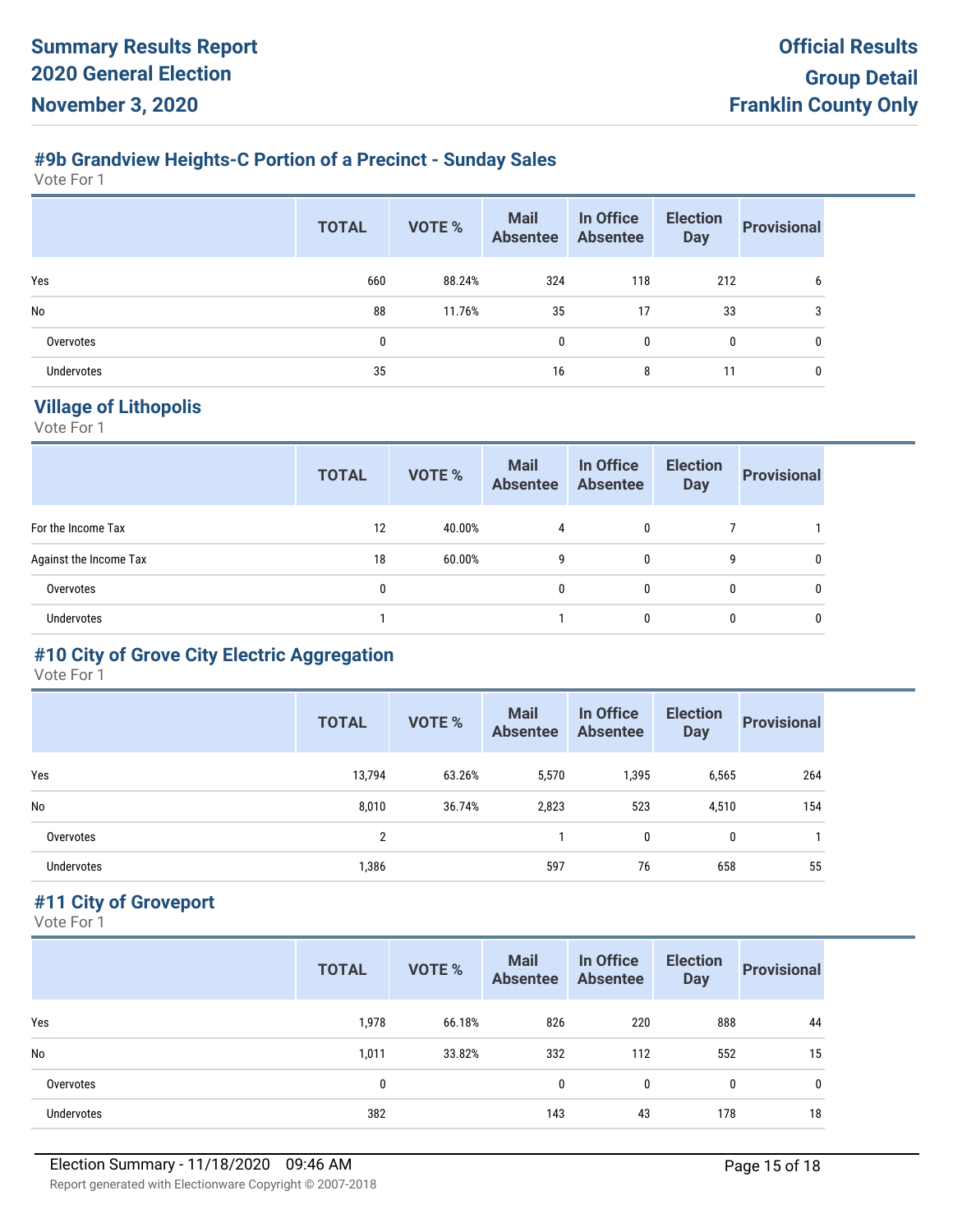**Summary Results Report**
**2020 General Election**
**November 3, 2020**

**Official Results**
**Group Detail**
**Franklin County Only**

### #9b Grandview Heights-C Portion of a Precinct - Sunday Sales

Vote For 1

| | TOTAL | VOTE % | Mail Absentee | In Office Absentee | Election Day | Provisional |
|---|---|---|---|---|---|---|
| Yes | 660 | 88.24% | 324 | 118 | 212 | 6 |
| No | 88 | 11.76% | 35 | 17 | 33 | 3 |
| Overvotes | 0 | | 0 | 0 | 0 | 0 |
| Undervotes | 35 | | 16 | 8 | 11 | 0 |

### Village of Lithopolis

Vote For 1

| | TOTAL | VOTE % | Mail Absentee | In Office Absentee | Election Day | Provisional |
|---|---|---|---|---|---|---|
| For the Income Tax | 12 | 40.00% | 4 | 0 | 7 | 1 |
| Against the Income Tax | 18 | 60.00% | 9 | 0 | 9 | 0 |
| Overvotes | 0 | | 0 | 0 | 0 | 0 |
| Undervotes | 1 | | 1 | 0 | 0 | 0 |

### #10 City of Grove City Electric Aggregation

Vote For 1

| | TOTAL | VOTE % | Mail Absentee | In Office Absentee | Election Day | Provisional |
|---|---|---|---|---|---|---|
| Yes | 13,794 | 63.26% | 5,570 | 1,395 | 6,565 | 264 |
| No | 8,010 | 36.74% | 2,823 | 523 | 4,510 | 154 |
| Overvotes | 2 | | 1 | 0 | 0 | 1 |
| Undervotes | 1,386 | | 597 | 76 | 658 | 55 |

### #11 City of Groveport

Vote For 1

| | TOTAL | VOTE % | Mail Absentee | In Office Absentee | Election Day | Provisional |
|---|---|---|---|---|---|---|
| Yes | 1,978 | 66.18% | 826 | 220 | 888 | 44 |
| No | 1,011 | 33.82% | 332 | 112 | 552 | 15 |
| Overvotes | 0 | | 0 | 0 | 0 | 0 |
| Undervotes | 382 | | 143 | 43 | 178 | 18 |

Election Summary - 11/18/2020 09:46 AM

Report generated with Electionware Copyright © 2007-2018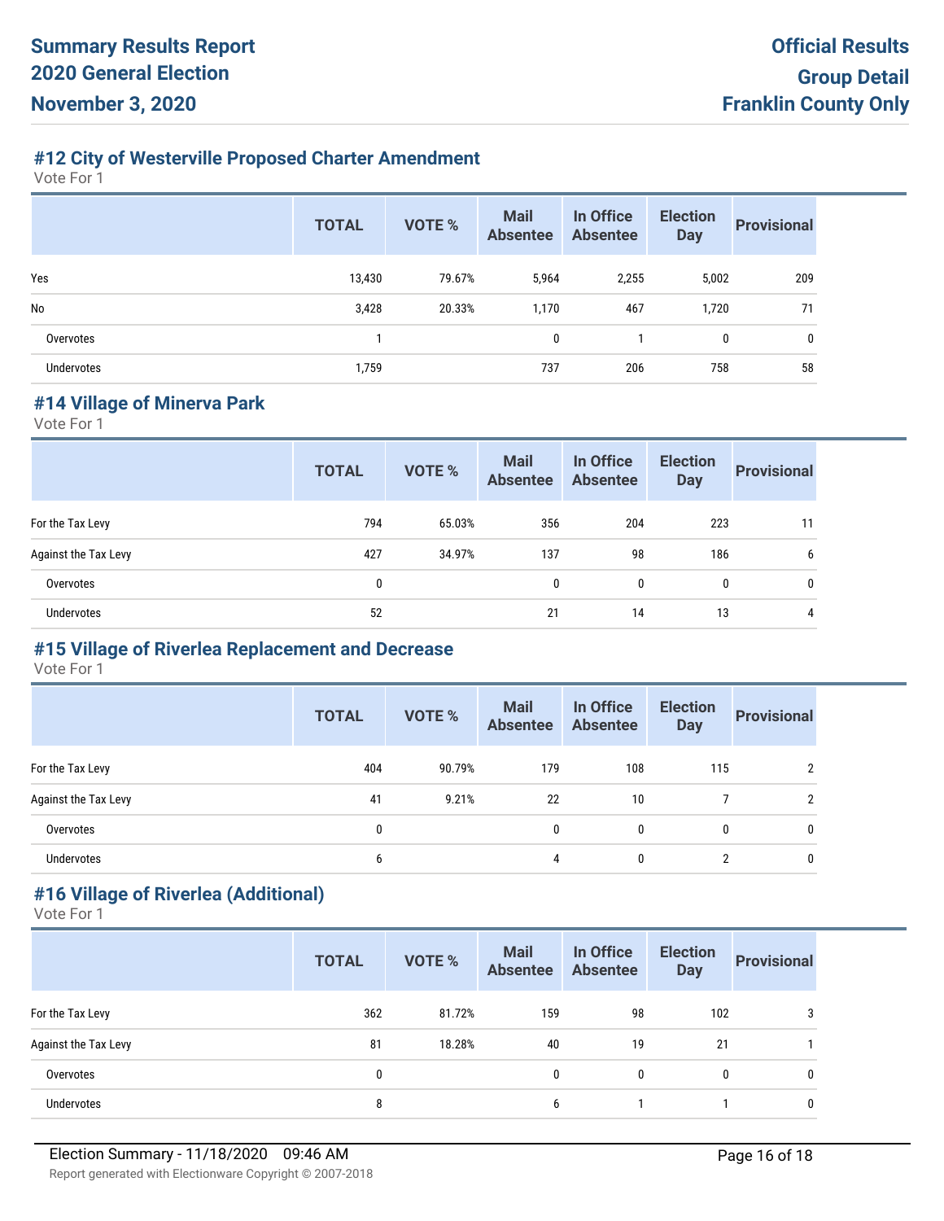# Summary Results Report
# 2020 General Election
# November 3, 2020

**Official Results**
**Group Detail**
**Franklin County Only**

## #12 City of Westerville Proposed Charter Amendment

Vote For 1

| | TOTAL | VOTE % | Mail Absentee | In Office Absentee | Election Day | Provisional |
|---|---|---|---|---|---|---|
| Yes | 13,430 | 79.67% | 5,964 | 2,255 | 5,002 | 209 |
| No | 3,428 | 20.33% | 1,170 | 467 | 1,720 | 71 |
| Overvotes | 1 | | 0 | 1 | 0 | 0 |
| Undervotes | 1,759 | | 737 | 206 | 758 | 58 |

## #14 Village of Minerva Park

Vote For 1

| | TOTAL | VOTE % | Mail Absentee | In Office Absentee | Election Day | Provisional |
|---|---|---|---|---|---|---|
| For the Tax Levy | 794 | 65.03% | 356 | 204 | 223 | 11 |
| Against the Tax Levy | 427 | 34.97% | 137 | 98 | 186 | 6 |
| Overvotes | 0 | | 0 | 0 | 0 | 0 |
| Undervotes | 52 | | 21 | 14 | 13 | 4 |

## #15 Village of Riverlea Replacement and Decrease

Vote For 1

| | TOTAL | VOTE % | Mail Absentee | In Office Absentee | Election Day | Provisional |
|---|---|---|---|---|---|---|
| For the Tax Levy | 404 | 90.79% | 179 | 108 | 115 | 2 |
| Against the Tax Levy | 41 | 9.21% | 22 | 10 | 7 | 2 |
| Overvotes | 0 | | 0 | 0 | 0 | 0 |
| Undervotes | 6 | | 4 | 0 | 2 | 0 |

## #16 Village of Riverlea (Additional)

Vote For 1

| | TOTAL | VOTE % | Mail Absentee | In Office Absentee | Election Day | Provisional |
|---|---|---|---|---|---|---|
| For the Tax Levy | 362 | 81.72% | 159 | 98 | 102 | 3 |
| Against the Tax Levy | 81 | 18.28% | 40 | 19 | 21 | 1 |
| Overvotes | 0 | | 0 | 0 | 0 | 0 |
| Undervotes | 8 | | 6 | 1 | 1 | 0 |

Election Summary - 11/18/2020 09:46 AM

Report generated with Electionware Copyright © 2007-2018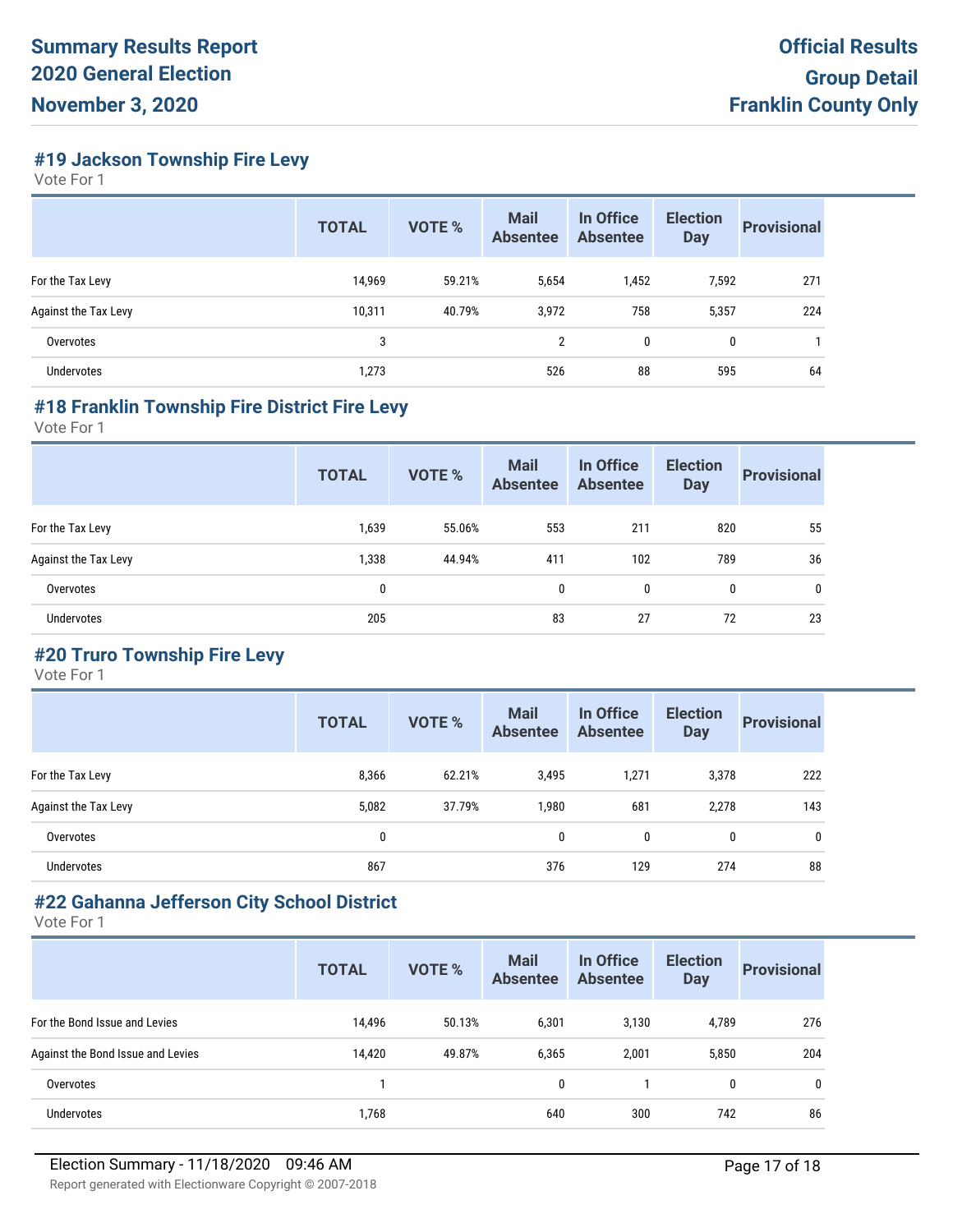**Summary Results Report**
**2020 General Election**
**November 3, 2020**

**Official Results**
**Group Detail**
**Franklin County Only**

### #19 Jackson Township Fire Levy

Vote For 1

| | TOTAL | VOTE % | Mail Absentee | In Office Absentee | Election Day | Provisional |
|---|---|---|---|---|---|---|
| For the Tax Levy | 14,969 | 59.21% | 5,654 | 1,452 | 7,592 | 271 |
| Against the Tax Levy | 10,311 | 40.79% | 3,972 | 758 | 5,357 | 224 |
| Overvotes | 3 | | 2 | 0 | 0 | 1 |
| Undervotes | 1,273 | | 526 | 88 | 595 | 64 |

### #18 Franklin Township Fire District Fire Levy

Vote For 1

| | TOTAL | VOTE % | Mail Absentee | In Office Absentee | Election Day | Provisional |
|---|---|---|---|---|---|---|
| For the Tax Levy | 1,639 | 55.06% | 553 | 211 | 820 | 55 |
| Against the Tax Levy | 1,338 | 44.94% | 411 | 102 | 789 | 36 |
| Overvotes | 0 | | 0 | 0 | 0 | 0 |
| Undervotes | 205 | | 83 | 27 | 72 | 23 |

### #20 Truro Township Fire Levy

Vote For 1

| | TOTAL | VOTE % | Mail Absentee | In Office Absentee | Election Day | Provisional |
|---|---|---|---|---|---|---|
| For the Tax Levy | 8,366 | 62.21% | 3,495 | 1,271 | 3,378 | 222 |
| Against the Tax Levy | 5,082 | 37.79% | 1,980 | 681 | 2,278 | 143 |
| Overvotes | 0 | | 0 | 0 | 0 | 0 |
| Undervotes | 867 | | 376 | 129 | 274 | 88 |

### #22 Gahanna Jefferson City School District

Vote For 1

| | TOTAL | VOTE % | Mail Absentee | In Office Absentee | Election Day | Provisional |
|---|---|---|---|---|---|---|
| For the Bond Issue and Levies | 14,496 | 50.13% | 6,301 | 3,130 | 4,789 | 276 |
| Against the Bond Issue and Levies | 14,420 | 49.87% | 6,365 | 2,001 | 5,850 | 204 |
| Overvotes | 1 | | 0 | 1 | 0 | 0 |
| Undervotes | 1,768 | | 640 | 300 | 742 | 86 |

Election Summary - 11/18/2020 09:46 AM

Report generated with Electionware Copyright © 2007-2018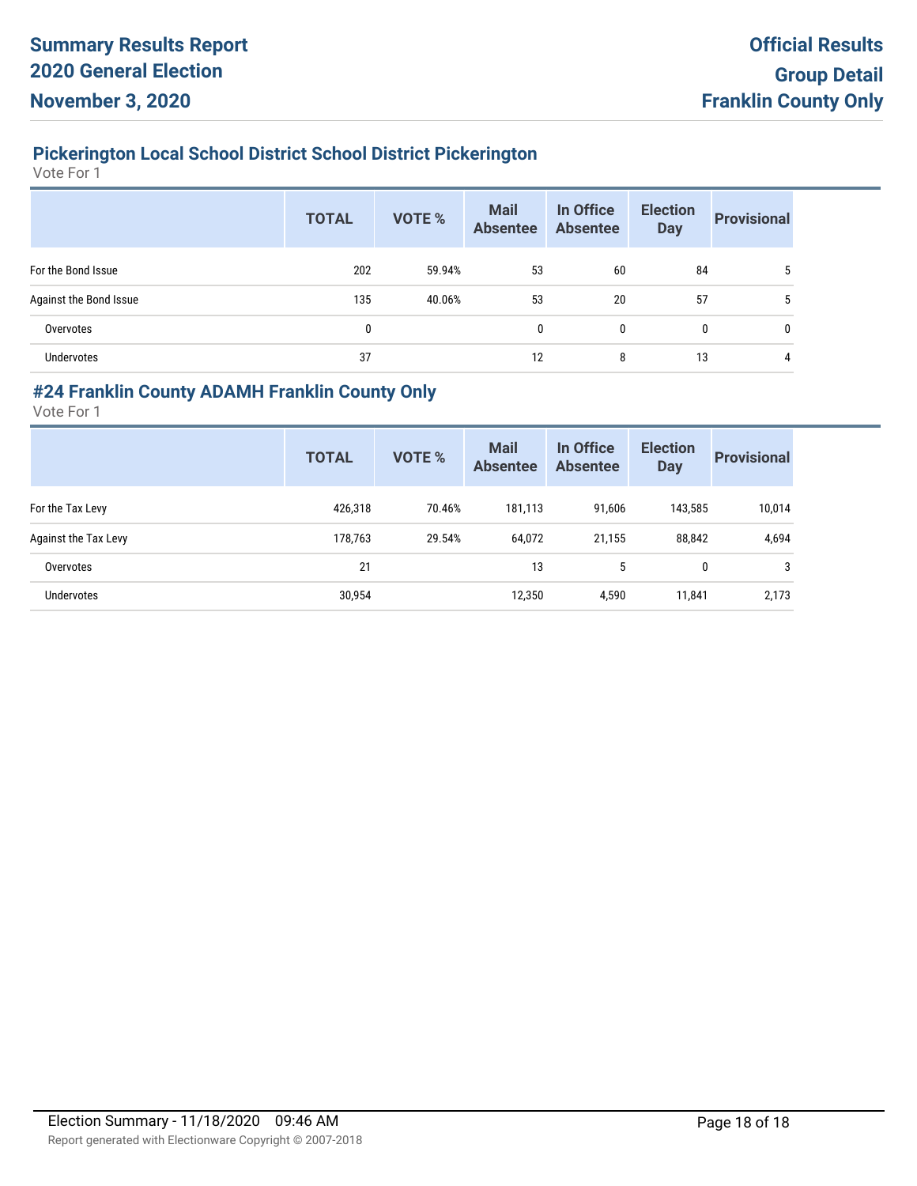## Pickerington Local School District School District Pickerington

Vote For 1

| | TOTAL | VOTE % | Mail Absentee | In Office Absentee | Election Day | Provisional |
|---|---|---|---|---|---|---|
| For the Bond Issue | 202 | 59.94% | 53 | 60 | 84 | 5 |
| Against the Bond Issue | 135 | 40.06% | 53 | 20 | 57 | 5 |
| Overvotes | 0 | | 0 | 0 | 0 | 0 |
| Undervotes | 37 | | 12 | 8 | 13 | 4 |

## #24 Franklin County ADAMH Franklin County Only

Vote For 1

| | TOTAL | VOTE % | Mail Absentee | In Office Absentee | Election Day | Provisional |
|---|---|---|---|---|---|---|
| For the Tax Levy | 426,318 | 70.46% | 181,113 | 91,606 | 143,585 | 10,014 |
| Against the Tax Levy | 178,763 | 29.54% | 64,072 | 21,155 | 88,842 | 4,694 |
| Overvotes | 21 | | 13 | 5 | 0 | 3 |
| Undervotes | 30,954 | | 12,350 | 4,590 | 11,841 | 2,173 |